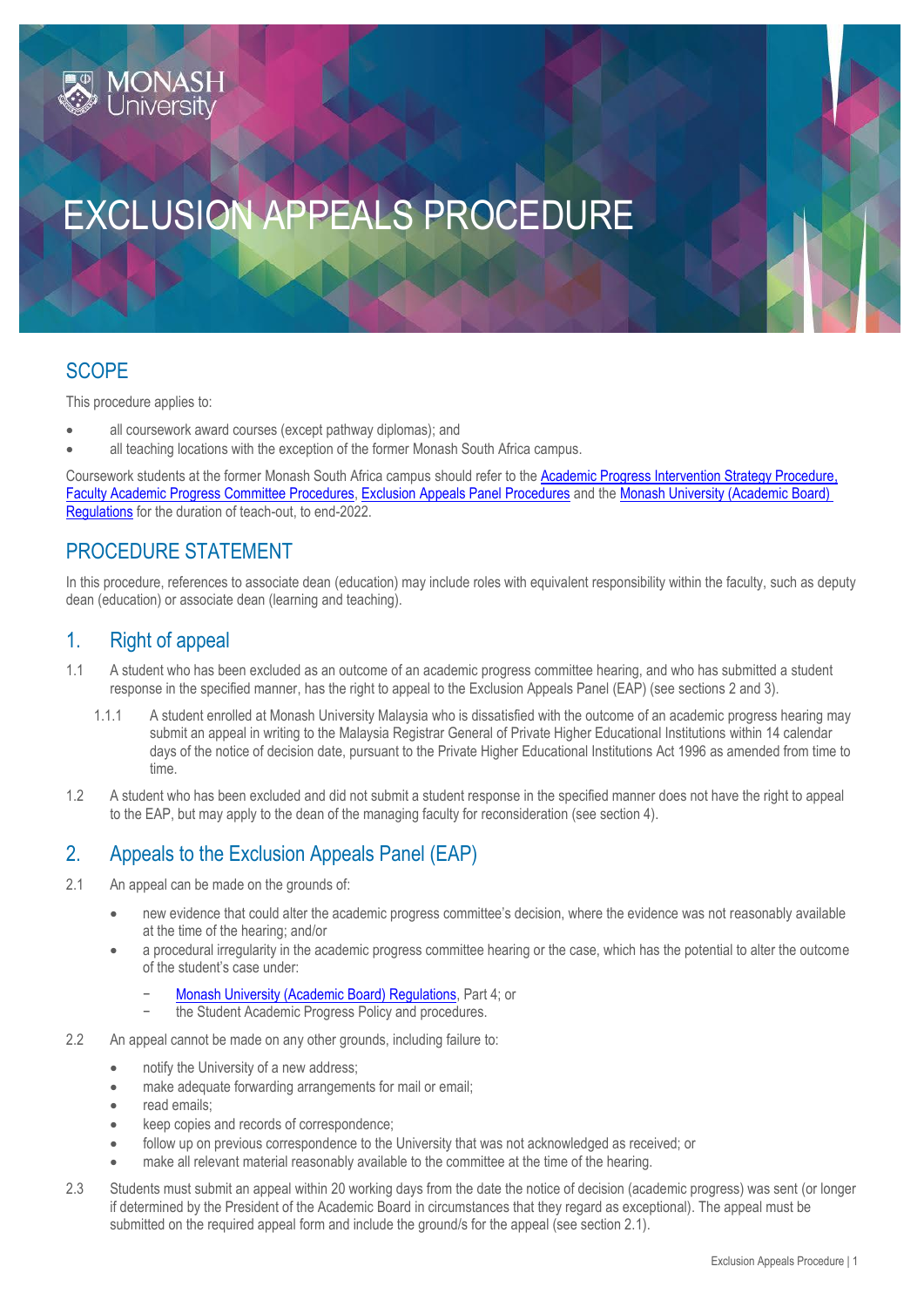# EXCLUSION APPEALS PROCEDURE

## SCOPE

This procedure applies to:

- all coursework award courses (except pathway diplomas); and
- all teaching locations with the exception of the former Monash South Africa campus.

Coursework students at the former Monash South Africa campus should refer to the Academic Progress Intervention Strategy Procedure, Faculty Academic Progress Committee Procedures, Exclusion Appeals Panel Procedures and the Monash University (Academic Board) Regulations for the duration of teach-out, to end-2022.

## PROCEDURE STATEMENT

In this procedure, references to associate dean (education) may include roles with equivalent responsibility within the faculty, such as deputy dean (education) or associate dean (learning and teaching).

## 1. Right of appeal

1.1 A student who has been excluded as an outcome of an academic progress committee hearing, and who has submitted a student response in the specified manner, has the right to appeal to the Exclusion Appeals Panel (EAP) (see sections 2 and 3).

1.1.1 A student enrolled at Monash University Malaysia who is dissatisfied with the outcome of an academic progress hearing may submit an appeal in writing to the Malaysia Registrar General of Private Higher Educational Institutions within 14 calendar days of the notice of decision date, pursuant to the Private Higher Educational Institutions Act 1996 as amended from time to time.

1.2 A student who has been excluded and did not submit a student response in the specified manner does not have the right to appeal to the EAP, but may apply to the dean of the managing faculty for reconsideration (see section 4).

## 2. Appeals to the Exclusion Appeals Panel (EAP)

2.1 An appeal can be made on the grounds of:

- new evidence that could alter the academic progress committee's decision, where the evidence was not reasonably available at the time of the hearing; and/or
- a procedural irregularity in the academic progress committee hearing or the case, which has the potential to alter the outcome of the student's case under:
  - Monash University (Academic Board) Regulations, Part 4; or
  - the Student Academic Progress Policy and procedures.

2.2 An appeal cannot be made on any other grounds, including failure to:

- notify the University of a new address;
- make adequate forwarding arrangements for mail or email;
- read emails;
- keep copies and records of correspondence;
- follow up on previous correspondence to the University that was not acknowledged as received; or
- make all relevant material reasonably available to the committee at the time of the hearing.

2.3 Students must submit an appeal within 20 working days from the date the notice of decision (academic progress) was sent (or longer if determined by the President of the Academic Board in circumstances that they regard as exceptional). The appeal must be submitted on the required appeal form and include the ground/s for the appeal (see section 2.1).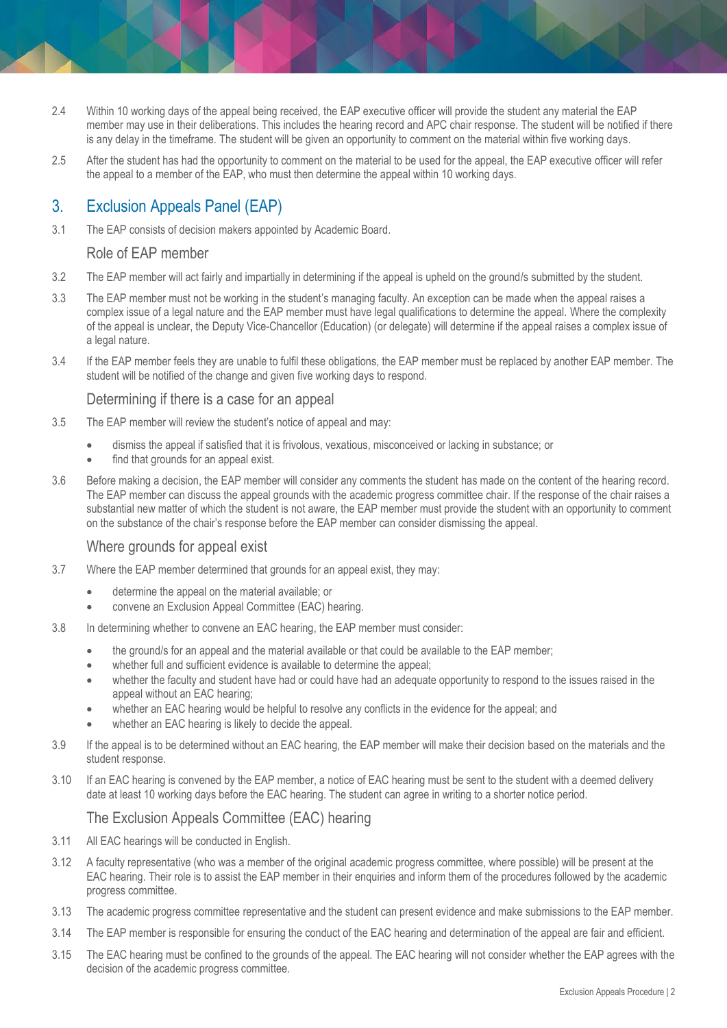2.4 Within 10 working days of the appeal being received, the EAP executive officer will provide the student any material the EAP member may use in their deliberations. This includes the hearing record and APC chair response. The student will be notified if there is any delay in the timeframe. The student will be given an opportunity to comment on the material within five working days.

2.5 After the student has had the opportunity to comment on the material to be used for the appeal, the EAP executive officer will refer the appeal to a member of the EAP, who must then determine the appeal within 10 working days.

## 3. Exclusion Appeals Panel (EAP)

3.1 The EAP consists of decision makers appointed by Academic Board.

### Role of EAP member

3.2 The EAP member will act fairly and impartially in determining if the appeal is upheld on the ground/s submitted by the student.

3.3 The EAP member must not be working in the student's managing faculty. An exception can be made when the appeal raises a complex issue of a legal nature and the EAP member must have legal qualifications to determine the appeal. Where the complexity of the appeal is unclear, the Deputy Vice-Chancellor (Education) (or delegate) will determine if the appeal raises a complex issue of a legal nature.

3.4 If the EAP member feels they are unable to fulfil these obligations, the EAP member must be replaced by another EAP member. The student will be notified of the change and given five working days to respond.

### Determining if there is a case for an appeal

3.5 The EAP member will review the student's notice of appeal and may:

- dismiss the appeal if satisfied that it is frivolous, vexatious, misconceived or lacking in substance; or
- find that grounds for an appeal exist.

3.6 Before making a decision, the EAP member will consider any comments the student has made on the content of the hearing record. The EAP member can discuss the appeal grounds with the academic progress committee chair. If the response of the chair raises a substantial new matter of which the student is not aware, the EAP member must provide the student with an opportunity to comment on the substance of the chair's response before the EAP member can consider dismissing the appeal.

### Where grounds for appeal exist

3.7 Where the EAP member determined that grounds for an appeal exist, they may:

- determine the appeal on the material available; or
- convene an Exclusion Appeal Committee (EAC) hearing.

3.8 In determining whether to convene an EAC hearing, the EAP member must consider:

- the ground/s for an appeal and the material available or that could be available to the EAP member;
- whether full and sufficient evidence is available to determine the appeal;
- whether the faculty and student have had or could have had an adequate opportunity to respond to the issues raised in the appeal without an EAC hearing;
- whether an EAC hearing would be helpful to resolve any conflicts in the evidence for the appeal; and
- whether an EAC hearing is likely to decide the appeal.

3.9 If the appeal is to be determined without an EAC hearing, the EAP member will make their decision based on the materials and the student response.

3.10 If an EAC hearing is convened by the EAP member, a notice of EAC hearing must be sent to the student with a deemed delivery date at least 10 working days before the EAC hearing. The student can agree in writing to a shorter notice period.

### The Exclusion Appeals Committee (EAC) hearing

3.11 All EAC hearings will be conducted in English.

3.12 A faculty representative (who was a member of the original academic progress committee, where possible) will be present at the EAC hearing. Their role is to assist the EAP member in their enquiries and inform them of the procedures followed by the academic progress committee.

3.13 The academic progress committee representative and the student can present evidence and make submissions to the EAP member.

3.14 The EAP member is responsible for ensuring the conduct of the EAC hearing and determination of the appeal are fair and efficient.

3.15 The EAC hearing must be confined to the grounds of the appeal. The EAC hearing will not consider whether the EAP agrees with the decision of the academic progress committee.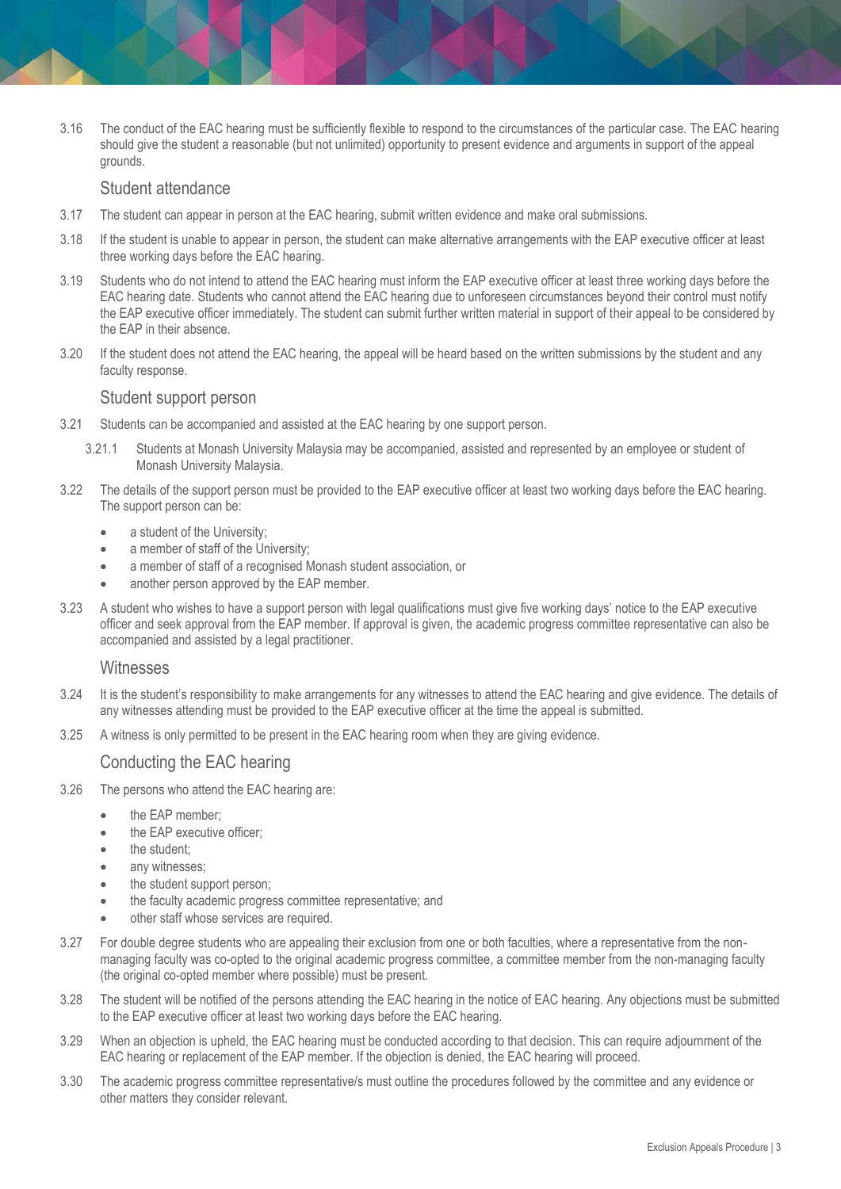3.16 The conduct of the EAC hearing must be sufficiently flexible to respond to the circumstances of the particular case. The EAC hearing should give the student a reasonable (but not unlimited) opportunity to present evidence and arguments in support of the appeal grounds.

### Student attendance

3.17 The student can appear in person at the EAC hearing, submit written evidence and make oral submissions.

3.18 If the student is unable to appear in person, the student can make alternative arrangements with the EAP executive officer at least three working days before the EAC hearing.

3.19 Students who do not intend to attend the EAC hearing must inform the EAP executive officer at least three working days before the EAC hearing date. Students who cannot attend the EAC hearing due to unforeseen circumstances beyond their control must notify the EAP executive officer immediately. The student can submit further written material in support of their appeal to be considered by the EAP in their absence.

3.20 If the student does not attend the EAC hearing, the appeal will be heard based on the written submissions by the student and any faculty response.

### Student support person

3.21 Students can be accompanied and assisted at the EAC hearing by one support person.

3.21.1 Students at Monash University Malaysia may be accompanied, assisted and represented by an employee or student of Monash University Malaysia.

3.22 The details of the support person must be provided to the EAP executive officer at least two working days before the EAC hearing. The support person can be:

- a student of the University;
- a member of staff of the University;
- a member of staff of a recognised Monash student association, or
- another person approved by the EAP member.

3.23 A student who wishes to have a support person with legal qualifications must give five working days' notice to the EAP executive officer and seek approval from the EAP member. If approval is given, the academic progress committee representative can also be accompanied and assisted by a legal practitioner.

### Witnesses

3.24 It is the student's responsibility to make arrangements for any witnesses to attend the EAC hearing and give evidence. The details of any witnesses attending must be provided to the EAP executive officer at the time the appeal is submitted.

3.25 A witness is only permitted to be present in the EAC hearing room when they are giving evidence.

### Conducting the EAC hearing

3.26 The persons who attend the EAC hearing are:

- the EAP member;
- the EAP executive officer;
- the student;
- any witnesses;
- the student support person;
- the faculty academic progress committee representative; and
- other staff whose services are required.

3.27 For double degree students who are appealing their exclusion from one or both faculties, where a representative from the non-managing faculty was co-opted to the original academic progress committee, a committee member from the non-managing faculty (the original co-opted member where possible) must be present.

3.28 The student will be notified of the persons attending the EAC hearing in the notice of EAC hearing. Any objections must be submitted to the EAP executive officer at least two working days before the EAC hearing.

3.29 When an objection is upheld, the EAC hearing must be conducted according to that decision. This can require adjournment of the EAC hearing or replacement of the EAP member. If the objection is denied, the EAC hearing will proceed.

3.30 The academic progress committee representative/s must outline the procedures followed by the committee and any evidence or other matters they consider relevant.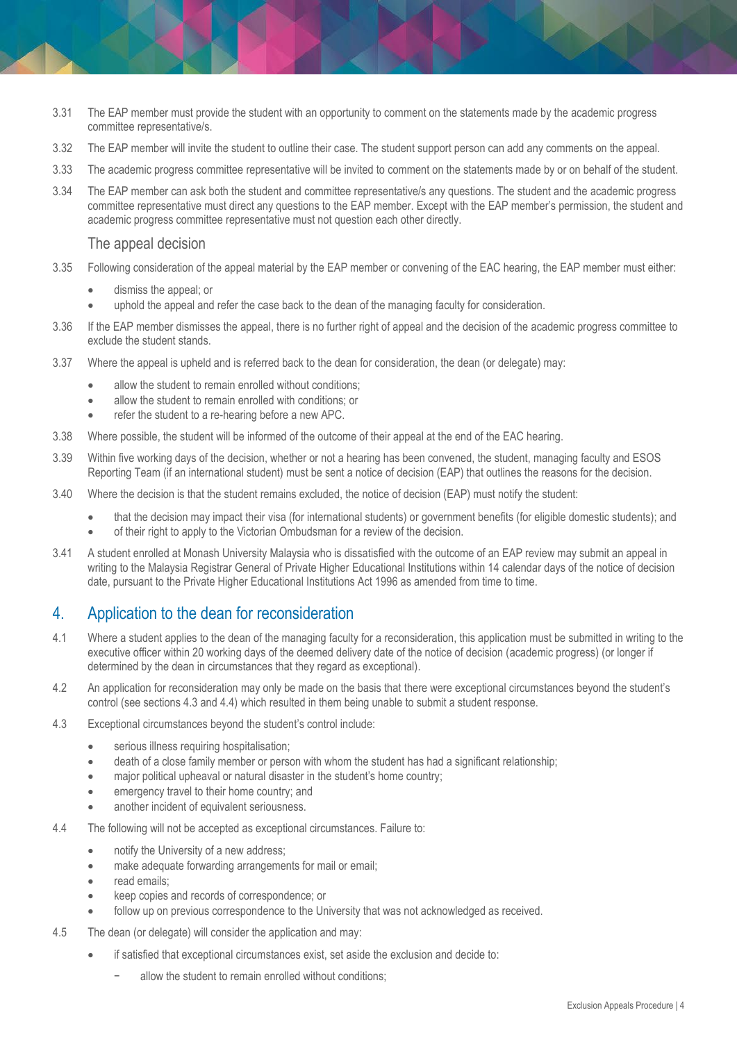3.31 The EAP member must provide the student with an opportunity to comment on the statements made by the academic progress committee representative/s.

3.32 The EAP member will invite the student to outline their case. The student support person can add any comments on the appeal.

3.33 The academic progress committee representative will be invited to comment on the statements made by or on behalf of the student.

3.34 The EAP member can ask both the student and committee representative/s any questions. The student and the academic progress committee representative must direct any questions to the EAP member. Except with the EAP member's permission, the student and academic progress committee representative must not question each other directly.

### The appeal decision

3.35 Following consideration of the appeal material by the EAP member or convening of the EAC hearing, the EAP member must either:

- dismiss the appeal; or
- uphold the appeal and refer the case back to the dean of the managing faculty for consideration.

3.36 If the EAP member dismisses the appeal, there is no further right of appeal and the decision of the academic progress committee to exclude the student stands.

3.37 Where the appeal is upheld and is referred back to the dean for consideration, the dean (or delegate) may:

- allow the student to remain enrolled without conditions;
- allow the student to remain enrolled with conditions; or
- refer the student to a re-hearing before a new APC.

3.38 Where possible, the student will be informed of the outcome of their appeal at the end of the EAC hearing.

3.39 Within five working days of the decision, whether or not a hearing has been convened, the student, managing faculty and ESOS Reporting Team (if an international student) must be sent a notice of decision (EAP) that outlines the reasons for the decision.

3.40 Where the decision is that the student remains excluded, the notice of decision (EAP) must notify the student:

- that the decision may impact their visa (for international students) or government benefits (for eligible domestic students); and
- of their right to apply to the Victorian Ombudsman for a review of the decision.

3.41 A student enrolled at Monash University Malaysia who is dissatisfied with the outcome of an EAP review may submit an appeal in writing to the Malaysia Registrar General of Private Higher Educational Institutions within 14 calendar days of the notice of decision date, pursuant to the Private Higher Educational Institutions Act 1996 as amended from time to time.

## 4. Application to the dean for reconsideration

4.1 Where a student applies to the dean of the managing faculty for a reconsideration, this application must be submitted in writing to the executive officer within 20 working days of the deemed delivery date of the notice of decision (academic progress) (or longer if determined by the dean in circumstances that they regard as exceptional).

4.2 An application for reconsideration may only be made on the basis that there were exceptional circumstances beyond the student's control (see sections 4.3 and 4.4) which resulted in them being unable to submit a student response.

4.3 Exceptional circumstances beyond the student's control include:

- serious illness requiring hospitalisation;
- death of a close family member or person with whom the student has had a significant relationship;
- major political upheaval or natural disaster in the student's home country;
- emergency travel to their home country; and
- another incident of equivalent seriousness.

4.4 The following will not be accepted as exceptional circumstances. Failure to:

- notify the University of a new address;
- make adequate forwarding arrangements for mail or email;
- read emails;
- keep copies and records of correspondence; or
- follow up on previous correspondence to the University that was not acknowledged as received.

4.5 The dean (or delegate) will consider the application and may:

- if satisfied that exceptional circumstances exist, set aside the exclusion and decide to:
  - allow the student to remain enrolled without conditions;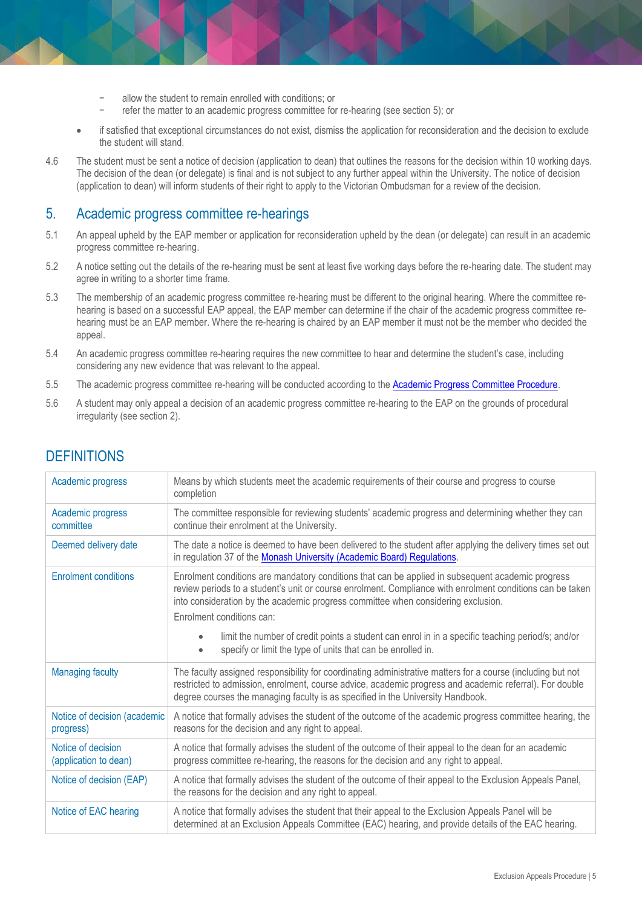- allow the student to remain enrolled with conditions; or
  - refer the matter to an academic progress committee for re-hearing (see section 5); or
- if satisfied that exceptional circumstances do not exist, dismiss the application for reconsideration and the decision to exclude the student will stand.

4.6 The student must be sent a notice of decision (application to dean) that outlines the reasons for the decision within 10 working days. The decision of the dean (or delegate) is final and is not subject to any further appeal within the University. The notice of decision (application to dean) will inform students of their right to apply to the Victorian Ombudsman for a review of the decision.

## 5. Academic progress committee re-hearings

5.1 An appeal upheld by the EAP member or application for reconsideration upheld by the dean (or delegate) can result in an academic progress committee re-hearing.

5.2 A notice setting out the details of the re-hearing must be sent at least five working days before the re-hearing date. The student may agree in writing to a shorter time frame.

5.3 The membership of an academic progress committee re-hearing must be different to the original hearing. Where the committee re-hearing is based on a successful EAP appeal, the EAP member can determine if the chair of the academic progress committee re-hearing must be an EAP member. Where the re-hearing is chaired by an EAP member it must not be the member who decided the appeal.

5.4 An academic progress committee re-hearing requires the new committee to hear and determine the student's case, including considering any new evidence that was relevant to the appeal.

5.5 The academic progress committee re-hearing will be conducted according to the Academic Progress Committee Procedure.

5.6 A student may only appeal a decision of an academic progress committee re-hearing to the EAP on the grounds of procedural irregularity (see section 2).

## DEFINITIONS

| Term | Definition |
|---|---|
| Academic progress | Means by which students meet the academic requirements of their course and progress to course completion |
| Academic progress committee | The committee responsible for reviewing students' academic progress and determining whether they can continue their enrolment at the University. |
| Deemed delivery date | The date a notice is deemed to have been delivered to the student after applying the delivery times set out in regulation 37 of the Monash University (Academic Board) Regulations. |
| Enrolment conditions | Enrolment conditions are mandatory conditions that can be applied in subsequent academic progress review periods to a student's unit or course enrolment. Compliance with enrolment conditions can be taken into consideration by the academic progress committee when considering exclusion. Enrolment conditions can: <br>• limit the number of credit points a student can enrol in in a specific teaching period/s; and/or <br>• specify or limit the type of units that can be enrolled in. |
| Managing faculty | The faculty assigned responsibility for coordinating administrative matters for a course (including but not restricted to admission, enrolment, course advice, academic progress and academic referral). For double degree courses the managing faculty is as specified in the University Handbook. |
| Notice of decision (academic progress) | A notice that formally advises the student of the outcome of the academic progress committee hearing, the reasons for the decision and any right to appeal. |
| Notice of decision (application to dean) | A notice that formally advises the student of the outcome of their appeal to the dean for an academic progress committee re-hearing, the reasons for the decision and any right to appeal. |
| Notice of decision (EAP) | A notice that formally advises the student of the outcome of their appeal to the Exclusion Appeals Panel, the reasons for the decision and any right to appeal. |
| Notice of EAC hearing | A notice that formally advises the student that their appeal to the Exclusion Appeals Panel will be determined at an Exclusion Appeals Committee (EAC) hearing, and provide details of the EAC hearing. |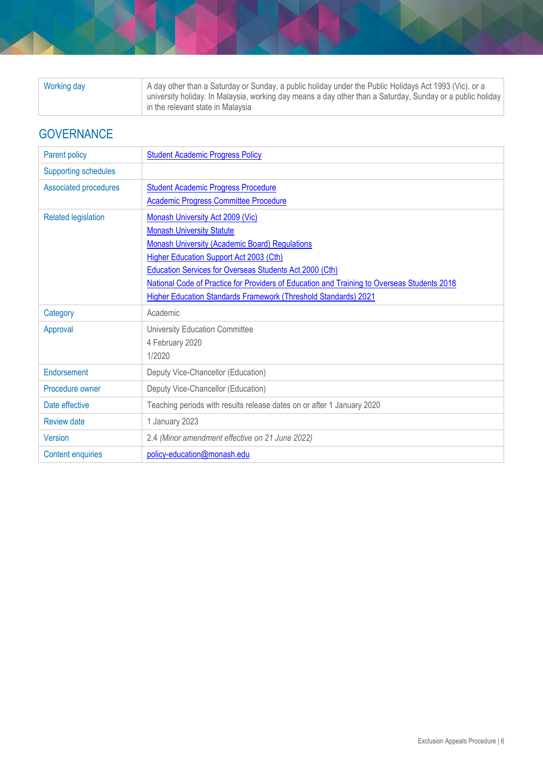| | |
|---|---|
| Working day | A day other than a Saturday or Sunday, a public holiday under the Public Holidays Act 1993 (Vic), or a university holiday. In Malaysia, working day means a day other than a Saturday, Sunday or a public holiday in the relevant state in Malaysia |

## GOVERNANCE

| | |
|---|---|
| Parent policy | Student Academic Progress Policy |
| Supporting schedules | |
| Associated procedures | Student Academic Progress Procedure<br>Academic Progress Committee Procedure |
| Related legislation | Monash University Act 2009 (Vic)<br>Monash University Statute<br>Monash University (Academic Board) Regulations<br>Higher Education Support Act 2003 (Cth)<br>Education Services for Overseas Students Act 2000 (Cth)<br>National Code of Practice for Providers of Education and Training to Overseas Students 2018<br>Higher Education Standards Framework (Threshold Standards) 2021 |
| Category | Academic |
| Approval | University Education Committee<br>4 February 2020<br>1/2020 |
| Endorsement | Deputy Vice-Chancellor (Education) |
| Procedure owner | Deputy Vice-Chancellor (Education) |
| Date effective | Teaching periods with results release dates on or after 1 January 2020 |
| Review date | 1 January 2023 |
| Version | 2.4 *(Minor amendment effective on 21 June 2022)* |
| Content enquiries | policy-education@monash.edu |